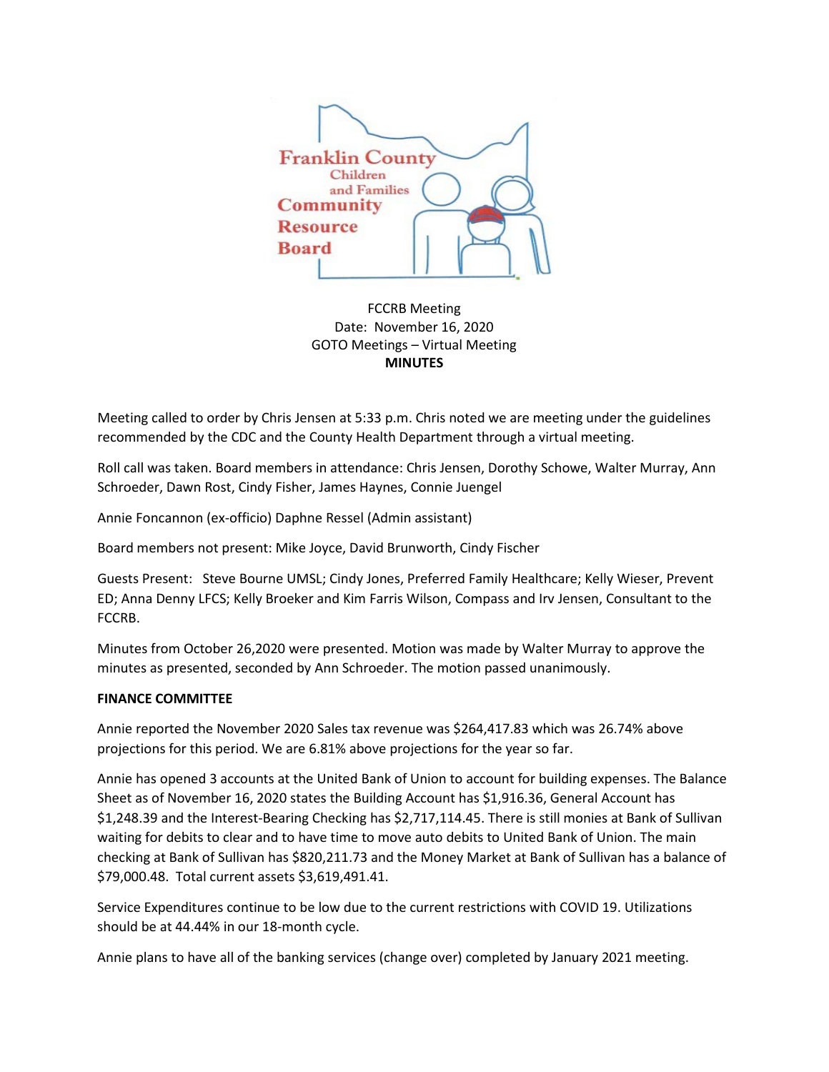Franklin County Children and Families Community Resource Board

FCCRB Meeting
Date: November 16, 2020
GOTO Meetings – Virtual Meeting
**MINUTES**

Meeting called to order by Chris Jensen at 5:33 p.m. Chris noted we are meeting under the guidelines recommended by the CDC and the County Health Department through a virtual meeting.

Roll call was taken. Board members in attendance: Chris Jensen, Dorothy Schowe, Walter Murray, Ann Schroeder, Dawn Rost, Cindy Fisher, James Haynes, Connie Juengel

Annie Foncannon (ex-officio) Daphne Ressel (Admin assistant)

Board members not present: Mike Joyce, David Brunworth, Cindy Fischer

Guests Present: Steve Bourne UMSL; Cindy Jones, Preferred Family Healthcare; Kelly Wieser, Prevent ED; Anna Denny LFCS; Kelly Broeker and Kim Farris Wilson, Compass and Irv Jensen, Consultant to the FCCRB.

Minutes from October 26,2020 were presented. Motion was made by Walter Murray to approve the minutes as presented, seconded by Ann Schroeder. The motion passed unanimously.

**FINANCE COMMITTEE**

Annie reported the November 2020 Sales tax revenue was $264,417.83 which was 26.74% above projections for this period. We are 6.81% above projections for the year so far.

Annie has opened 3 accounts at the United Bank of Union to account for building expenses. The Balance Sheet as of November 16, 2020 states the Building Account has $1,916.36, General Account has $1,248.39 and the Interest-Bearing Checking has $2,717,114.45. There is still monies at Bank of Sullivan waiting for debits to clear and to have time to move auto debits to United Bank of Union. The main checking at Bank of Sullivan has $820,211.73 and the Money Market at Bank of Sullivan has a balance of $79,000.48. Total current assets $3,619,491.41.

Service Expenditures continue to be low due to the current restrictions with COVID 19. Utilizations should be at 44.44% in our 18-month cycle.

Annie plans to have all of the banking services (change over) completed by January 2021 meeting.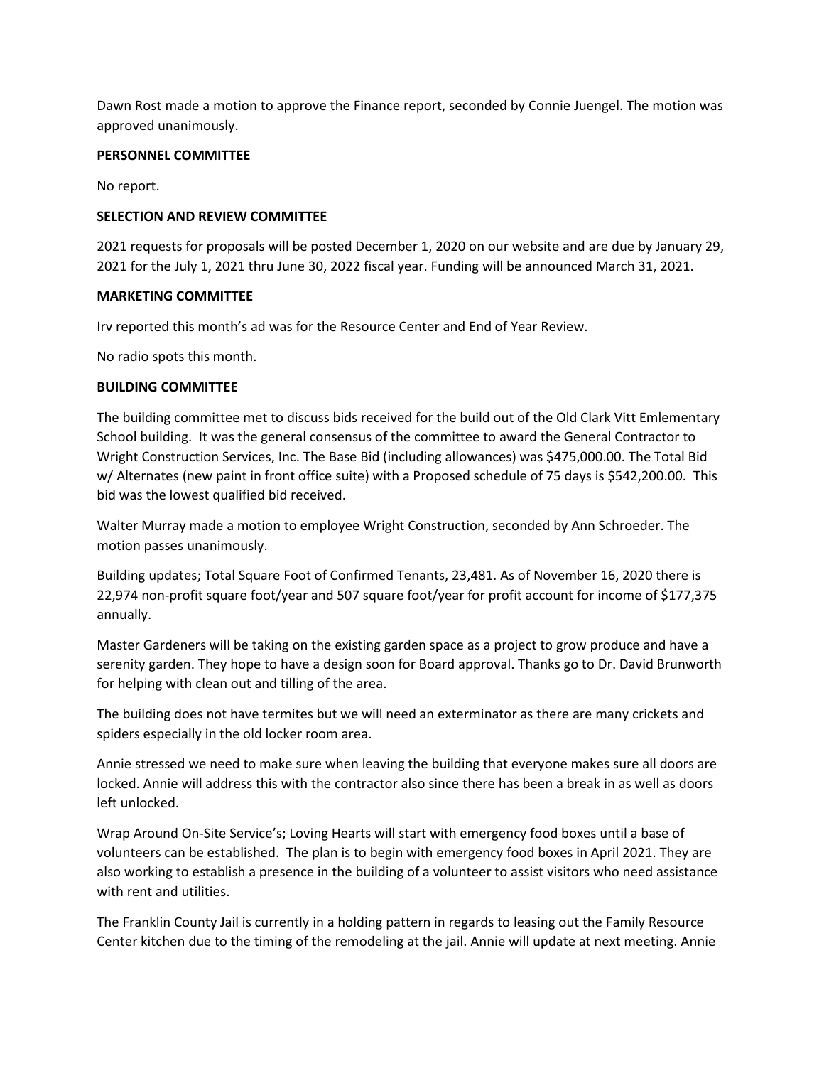Dawn Rost made a motion to approve the Finance report, seconded by Connie Juengel. The motion was approved unanimously.

**PERSONNEL COMMITTEE**

No report.

**SELECTION AND REVIEW COMMITTEE**

2021 requests for proposals will be posted December 1, 2020 on our website and are due by January 29, 2021 for the July 1, 2021 thru June 30, 2022 fiscal year. Funding will be announced March 31, 2021.

**MARKETING COMMITTEE**

Irv reported this month's ad was for the Resource Center and End of Year Review.

No radio spots this month.

**BUILDING COMMITTEE**

The building committee met to discuss bids received for the build out of the Old Clark Vitt Emlementary School building. It was the general consensus of the committee to award the General Contractor to Wright Construction Services, Inc. The Base Bid (including allowances) was $475,000.00. The Total Bid w/ Alternates (new paint in front office suite) with a Proposed schedule of 75 days is $542,200.00. This bid was the lowest qualified bid received.

Walter Murray made a motion to employee Wright Construction, seconded by Ann Schroeder. The motion passes unanimously.

Building updates; Total Square Foot of Confirmed Tenants, 23,481. As of November 16, 2020 there is 22,974 non-profit square foot/year and 507 square foot/year for profit account for income of $177,375 annually.

Master Gardeners will be taking on the existing garden space as a project to grow produce and have a serenity garden. They hope to have a design soon for Board approval. Thanks go to Dr. David Brunworth for helping with clean out and tilling of the area.

The building does not have termites but we will need an exterminator as there are many crickets and spiders especially in the old locker room area.

Annie stressed we need to make sure when leaving the building that everyone makes sure all doors are locked. Annie will address this with the contractor also since there has been a break in as well as doors left unlocked.

Wrap Around On-Site Service's; Loving Hearts will start with emergency food boxes until a base of volunteers can be established. The plan is to begin with emergency food boxes in April 2021. They are also working to establish a presence in the building of a volunteer to assist visitors who need assistance with rent and utilities.

The Franklin County Jail is currently in a holding pattern in regards to leasing out the Family Resource Center kitchen due to the timing of the remodeling at the jail. Annie will update at next meeting. Annie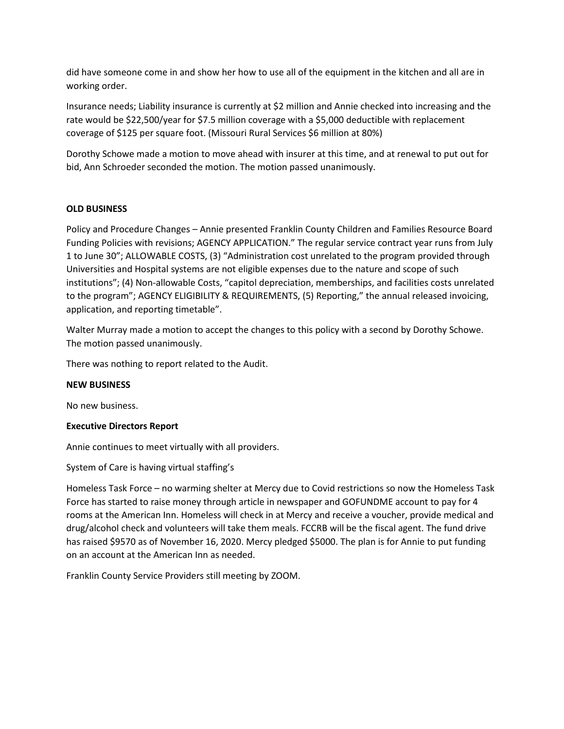did have someone come in and show her how to use all of the equipment in the kitchen and all are in working order.

Insurance needs; Liability insurance is currently at $2 million and Annie checked into increasing and the rate would be $22,500/year for $7.5 million coverage with a $5,000 deductible with replacement coverage of $125 per square foot. (Missouri Rural Services $6 million at 80%)

Dorothy Schowe made a motion to move ahead with insurer at this time, and at renewal to put out for bid, Ann Schroeder seconded the motion. The motion passed unanimously.

**OLD BUSINESS**

Policy and Procedure Changes – Annie presented Franklin County Children and Families Resource Board Funding Policies with revisions; AGENCY APPLICATION." The regular service contract year runs from July 1 to June 30"; ALLOWABLE COSTS, (3) "Administration cost unrelated to the program provided through Universities and Hospital systems are not eligible expenses due to the nature and scope of such institutions"; (4) Non-allowable Costs, "capitol depreciation, memberships, and facilities costs unrelated to the program"; AGENCY ELIGIBILITY & REQUIREMENTS, (5) Reporting," the annual released invoicing, application, and reporting timetable".

Walter Murray made a motion to accept the changes to this policy with a second by Dorothy Schowe. The motion passed unanimously.

There was nothing to report related to the Audit.

**NEW BUSINESS**

No new business.

**Executive Directors Report**

Annie continues to meet virtually with all providers.

System of Care is having virtual staffing's

Homeless Task Force – no warming shelter at Mercy due to Covid restrictions so now the Homeless Task Force has started to raise money through article in newspaper and GOFUNDME account to pay for 4 rooms at the American Inn. Homeless will check in at Mercy and receive a voucher, provide medical and drug/alcohol check and volunteers will take them meals. FCCRB will be the fiscal agent. The fund drive has raised $9570 as of November 16, 2020. Mercy pledged $5000. The plan is for Annie to put funding on an account at the American Inn as needed.

Franklin County Service Providers still meeting by ZOOM.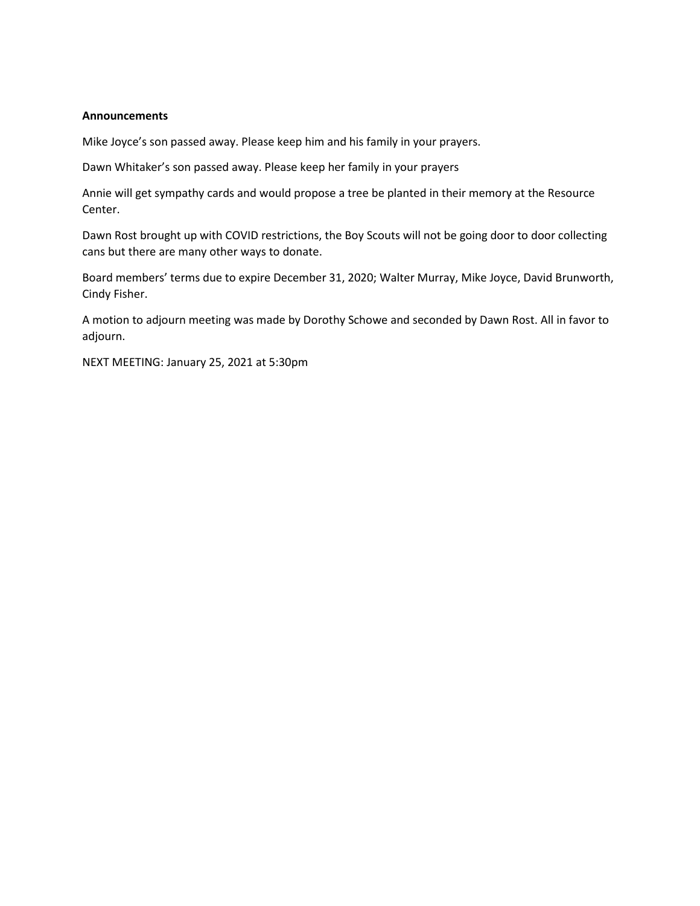**Announcements**

Mike Joyce's son passed away. Please keep him and his family in your prayers.

Dawn Whitaker's son passed away. Please keep her family in your prayers

Annie will get sympathy cards and would propose a tree be planted in their memory at the Resource Center.

Dawn Rost brought up with COVID restrictions, the Boy Scouts will not be going door to door collecting cans but there are many other ways to donate.

Board members' terms due to expire December 31, 2020; Walter Murray, Mike Joyce, David Brunworth, Cindy Fisher.

A motion to adjourn meeting was made by Dorothy Schowe and seconded by Dawn Rost. All in favor to adjourn.

NEXT MEETING: January 25, 2021 at 5:30pm